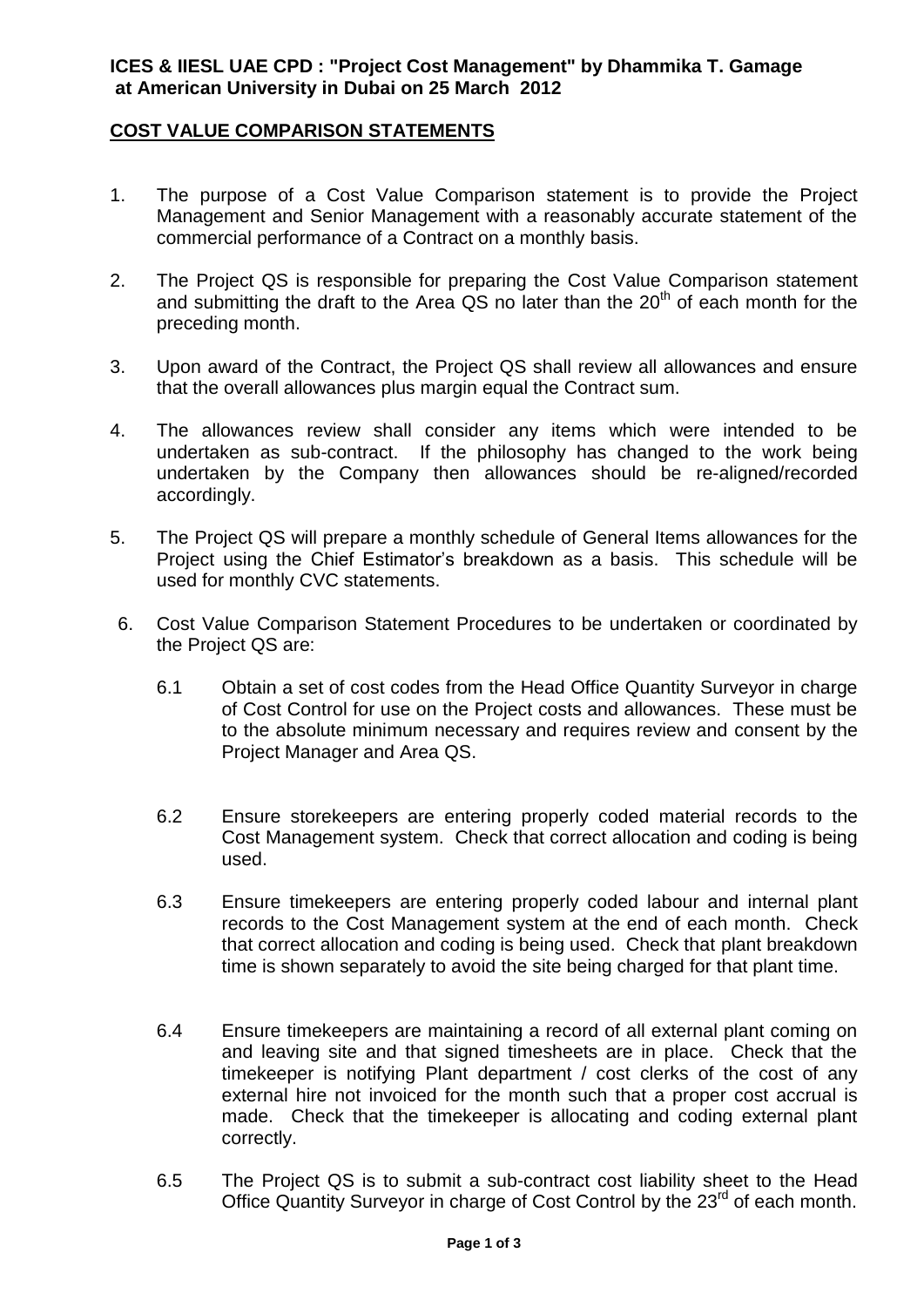**ICES & IIESL UAE CPD : "Project Cost Management" by Dhammika T. Gamage at American University in Dubai on 25 March 2012**

## COST VALUE COMPARISON STATEMENTS

1. The purpose of a Cost Value Comparison statement is to provide the Project Management and Senior Management with a reasonably accurate statement of the commercial performance of a Contract on a monthly basis.

2. The Project QS is responsible for preparing the Cost Value Comparison statement and submitting the draft to the Area QS no later than the 20th of each month for the preceding month.

3. Upon award of the Contract, the Project QS shall review all allowances and ensure that the overall allowances plus margin equal the Contract sum.

4. The allowances review shall consider any items which were intended to be undertaken as sub-contract. If the philosophy has changed to the work being undertaken by the Company then allowances should be re-aligned/recorded accordingly.

5. The Project QS will prepare a monthly schedule of General Items allowances for the Project using the Chief Estimator's breakdown as a basis. This schedule will be used for monthly CVC statements.

6. Cost Value Comparison Statement Procedures to be undertaken or coordinated by the Project QS are:

   6.1 Obtain a set of cost codes from the Head Office Quantity Surveyor in charge of Cost Control for use on the Project costs and allowances. These must be to the absolute minimum necessary and requires review and consent by the Project Manager and Area QS.

   6.2 Ensure storekeepers are entering properly coded material records to the Cost Management system. Check that correct allocation and coding is being used.

   6.3 Ensure timekeepers are entering properly coded labour and internal plant records to the Cost Management system at the end of each month. Check that correct allocation and coding is being used. Check that plant breakdown time is shown separately to avoid the site being charged for that plant time.

   6.4 Ensure timekeepers are maintaining a record of all external plant coming on and leaving site and that signed timesheets are in place. Check that the timekeeper is notifying Plant department / cost clerks of the cost of any external hire not invoiced for the month such that a proper cost accrual is made. Check that the timekeeper is allocating and coding external plant correctly.

   6.5 The Project QS is to submit a sub-contract cost liability sheet to the Head Office Quantity Surveyor in charge of Cost Control by the 23rd of each month.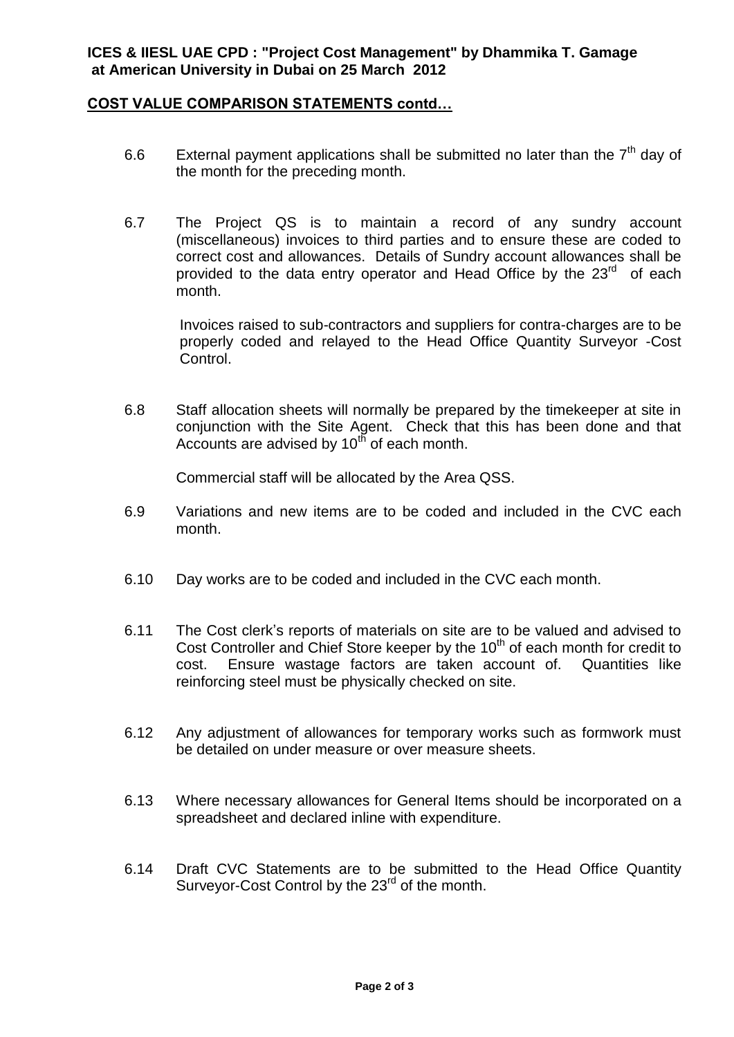**ICES & IIESL UAE CPD : "Project Cost Management" by Dhammika T. Gamage at American University in Dubai on 25 March 2012**

## COST VALUE COMPARISON STATEMENTS contd…

6.6 External payment applications shall be submitted no later than the 7th day of the month for the preceding month.

6.7 The Project QS is to maintain a record of any sundry account (miscellaneous) invoices to third parties and to ensure these are coded to correct cost and allowances. Details of Sundry account allowances shall be provided to the data entry operator and Head Office by the 23rd of each month.

Invoices raised to sub-contractors and suppliers for contra-charges are to be properly coded and relayed to the Head Office Quantity Surveyor -Cost Control.

6.8 Staff allocation sheets will normally be prepared by the timekeeper at site in conjunction with the Site Agent. Check that this has been done and that Accounts are advised by 10th of each month.

Commercial staff will be allocated by the Area QSS.

6.9 Variations and new items are to be coded and included in the CVC each month.

6.10 Day works are to be coded and included in the CVC each month.

6.11 The Cost clerk's reports of materials on site are to be valued and advised to Cost Controller and Chief Store keeper by the 10th of each month for credit to cost. Ensure wastage factors are taken account of. Quantities like reinforcing steel must be physically checked on site.

6.12 Any adjustment of allowances for temporary works such as formwork must be detailed on under measure or over measure sheets.

6.13 Where necessary allowances for General Items should be incorporated on a spreadsheet and declared inline with expenditure.

6.14 Draft CVC Statements are to be submitted to the Head Office Quantity Surveyor-Cost Control by the 23rd of the month.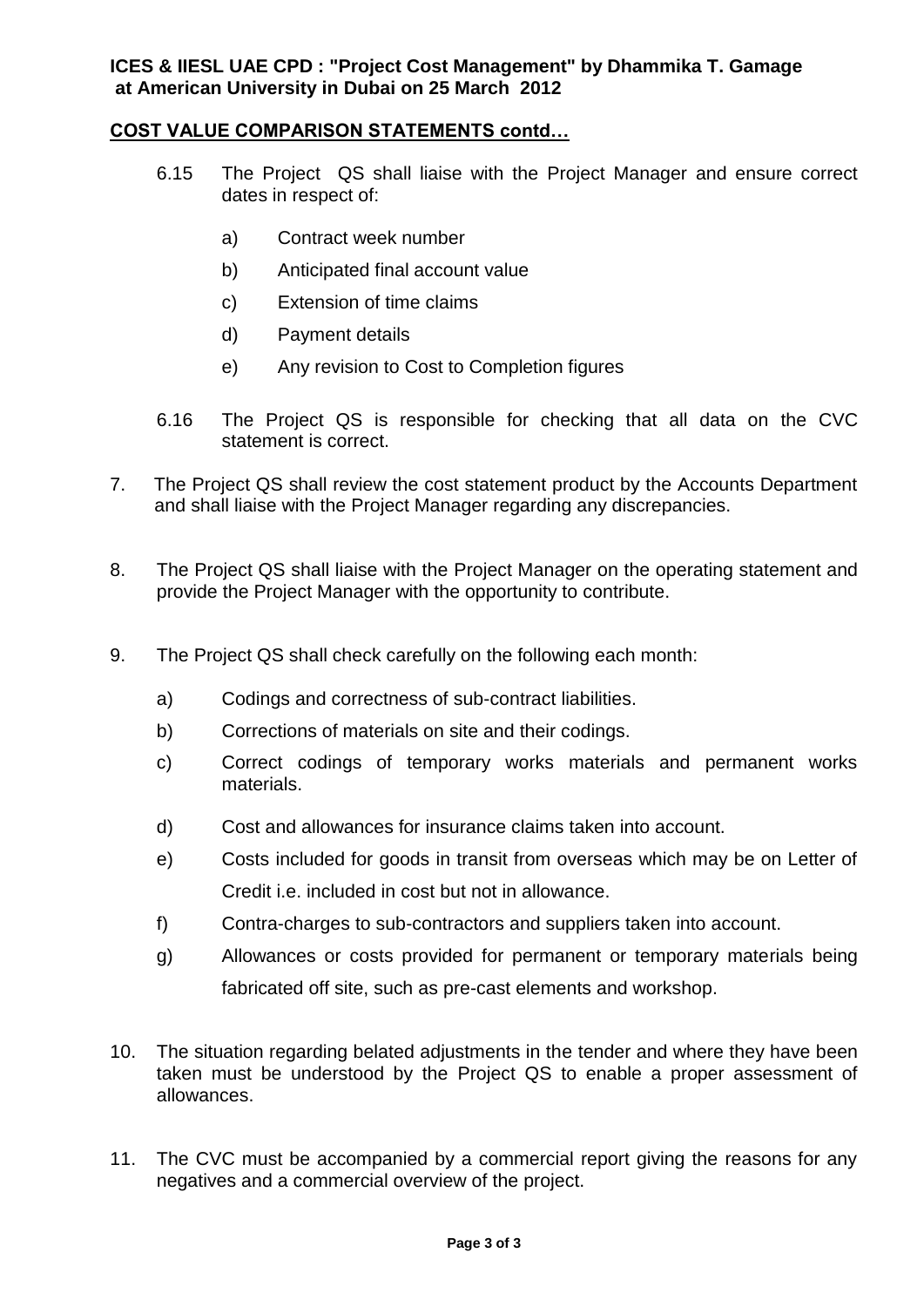## COST VALUE COMPARISON STATEMENTS contd…

6.15 The Project QS shall liaise with the Project Manager and ensure correct dates in respect of:

a) Contract week number

b) Anticipated final account value

c) Extension of time claims

d) Payment details

e) Any revision to Cost to Completion figures

6.16 The Project QS is responsible for checking that all data on the CVC statement is correct.

7. The Project QS shall review the cost statement product by the Accounts Department and shall liaise with the Project Manager regarding any discrepancies.

8. The Project QS shall liaise with the Project Manager on the operating statement and provide the Project Manager with the opportunity to contribute.

9. The Project QS shall check carefully on the following each month:

a) Codings and correctness of sub-contract liabilities.

b) Corrections of materials on site and their codings.

c) Correct codings of temporary works materials and permanent works materials.

d) Cost and allowances for insurance claims taken into account.

e) Costs included for goods in transit from overseas which may be on Letter of Credit i.e. included in cost but not in allowance.

f) Contra-charges to sub-contractors and suppliers taken into account.

g) Allowances or costs provided for permanent or temporary materials being fabricated off site, such as pre-cast elements and workshop.

10. The situation regarding belated adjustments in the tender and where they have been taken must be understood by the Project QS to enable a proper assessment of allowances.

11. The CVC must be accompanied by a commercial report giving the reasons for any negatives and a commercial overview of the project.